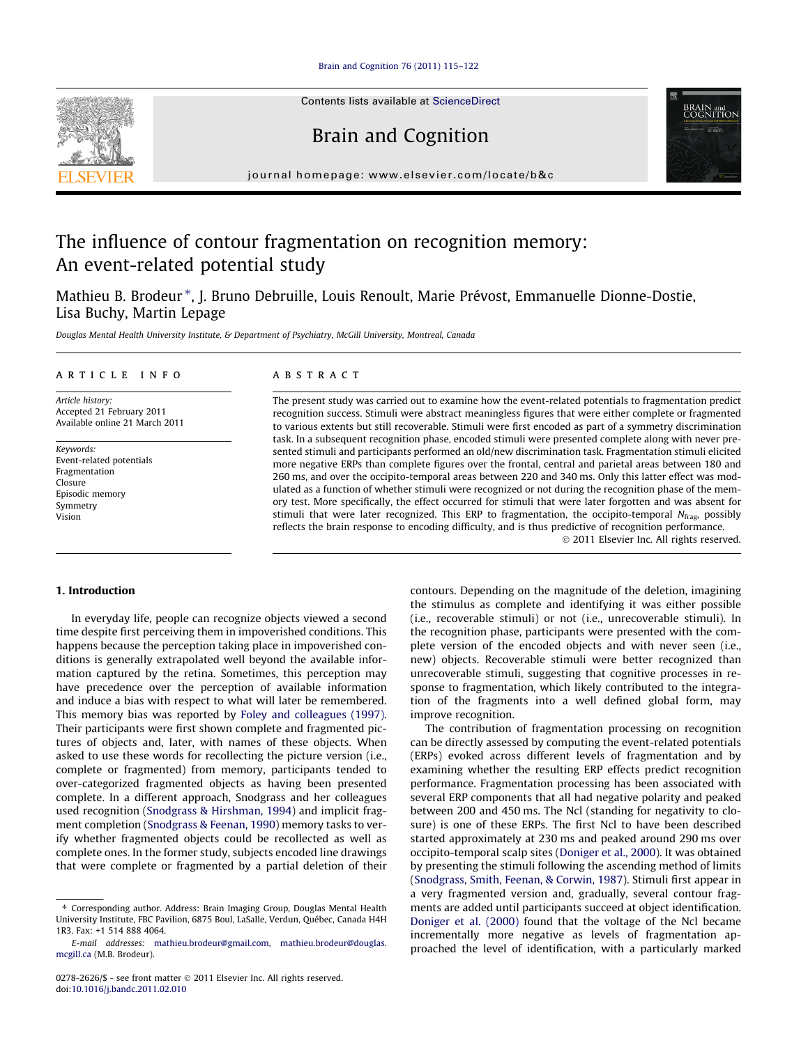Contents lists available at ScienceDirect

# Brain and Cognition

journal homepage: www.elsevier.com/locate/b&c

# The influence of contour fragmentation on recognition memory: An event-related potential study

Mathieu B. Brodeur *, J. Bruno Debruille, Louis Renoult, Marie Prévost, Emmanuelle Dionne-Dostie, Lisa Buchy, Martin Lepage

*Douglas Mental Health University Institute, & Department of Psychiatry, McGill University, Montreal, Canada*

**ARTICLE INFO**

*Article history:*
Accepted 21 February 2011
Available online 21 March 2011

*Keywords:*
Event-related potentials
Fragmentation
Closure
Episodic memory
Symmetry
Vision

**ABSTRACT**

The present study was carried out to examine how the event-related potentials to fragmentation predict recognition success. Stimuli were abstract meaningless figures that were either complete or fragmented to various extents but still recoverable. Stimuli were first encoded as part of a symmetry discrimination task. In a subsequent recognition phase, encoded stimuli were presented complete along with never presented stimuli and participants performed an old/new discrimination task. Fragmentation stimuli elicited more negative ERPs than complete figures over the frontal, central and parietal areas between 180 and 260 ms, and over the occipito-temporal areas between 220 and 340 ms. Only this latter effect was modulated as a function of whether stimuli were recognized or not during the recognition phase of the memory test. More specifically, the effect occurred for stimuli that were later forgotten and was absent for stimuli that were later recognized. This ERP to fragmentation, the occipito-temporal $N_{\text{frag}}$, possibly reflects the brain response to encoding difficulty, and is thus predictive of recognition performance.

© 2011 Elsevier Inc. All rights reserved.

## 1. Introduction

In everyday life, people can recognize objects viewed a second time despite first perceiving them in impoverished conditions. This happens because the perception taking place in impoverished conditions is generally extrapolated well beyond the available information captured by the retina. Sometimes, this perception may have precedence over the perception of available information and induce a bias with respect to what will later be remembered. This memory bias was reported by Foley and colleagues (1997). Their participants were first shown complete and fragmented pictures of objects and, later, with names of these objects. When asked to use these words for recollecting the picture version (i.e., complete or fragmented) from memory, participants tended to over-categorized fragmented objects as having been presented complete. In a different approach, Snodgrass and her colleagues used recognition (Snodgrass & Hirshman, 1994) and implicit fragment completion (Snodgrass & Feenan, 1990) memory tasks to verify whether fragmented objects could be recollected as well as complete ones. In the former study, subjects encoded line drawings that were complete or fragmented by a partial deletion of their contours. Depending on the magnitude of the deletion, imagining the stimulus as complete and identifying it was either possible (i.e., recoverable stimuli) or not (i.e., unrecoverable stimuli). In the recognition phase, participants were presented with the complete version of the encoded objects and with never seen (i.e., new) objects. Recoverable stimuli were better recognized than unrecoverable stimuli, suggesting that cognitive processes in response to fragmentation, which likely contributed to the integration of the fragments into a well defined global form, may improve recognition.

The contribution of fragmentation processing on recognition can be directly assessed by computing the event-related potentials (ERPs) evoked across different levels of fragmentation and by examining whether the resulting ERP effects predict recognition performance. Fragmentation processing has been associated with several ERP components that all had negative polarity and peaked between 200 and 450 ms. The Ncl (standing for negativity to closure) is one of these ERPs. The first Ncl to have been described started approximately at 230 ms and peaked around 290 ms over occipito-temporal scalp sites (Doniger et al., 2000). It was obtained by presenting the stimuli following the ascending method of limits (Snodgrass, Smith, Feenan, & Corwin, 1987). Stimuli first appear in a very fragmented version and, gradually, several contour fragments are added until participants succeed at object identification. Doniger et al. (2000) found that the voltage of the Ncl became incrementally more negative as levels of fragmentation approached the level of identification, with a particularly marked

* Corresponding author. Address: Brain Imaging Group, Douglas Mental Health University Institute, FBC Pavilion, 6875 Boul, LaSalle, Verdun, Québec, Canada H4H 1R3. Fax: +1 514 888 4064.

*E-mail addresses:* mathieu.brodeur@gmail.com, mathieu.brodeur@douglas.mcgill.ca (M.B. Brodeur).

0278-2626/$ - see front matter © 2011 Elsevier Inc. All rights reserved.
doi:10.1016/j.bandc.2011.02.010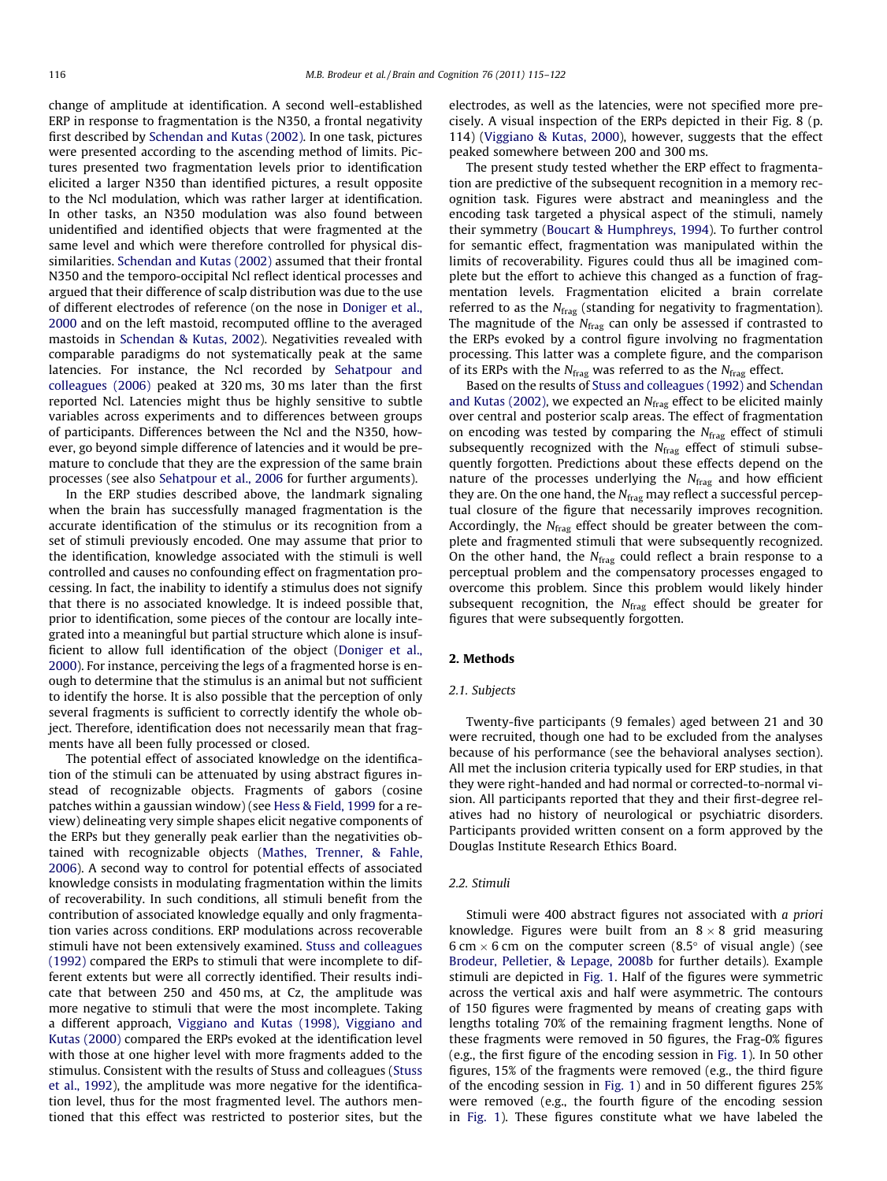change of amplitude at identification. A second well-established ERP in response to fragmentation is the N350, a frontal negativity first described by Schendan and Kutas (2002). In one task, pictures were presented according to the ascending method of limits. Pictures presented two fragmentation levels prior to identification elicited a larger N350 than identified pictures, a result opposite to the Ncl modulation, which was rather larger at identification. In other tasks, an N350 modulation was also found between unidentified and identified objects that were fragmented at the same level and which were therefore controlled for physical dissimilarities. Schendan and Kutas (2002) assumed that their frontal N350 and the temporo-occipital Ncl reflect identical processes and argued that their difference of scalp distribution was due to the use of different electrodes of reference (on the nose in Doniger et al., 2000 and on the left mastoid, recomputed offline to the averaged mastoids in Schendan & Kutas, 2002). Negativities revealed with comparable paradigms do not systematically peak at the same latencies. For instance, the Ncl recorded by Sehatpour and colleagues (2006) peaked at 320 ms, 30 ms later than the first reported Ncl. Latencies might thus be highly sensitive to subtle variables across experiments and to differences between groups of participants. Differences between the Ncl and the N350, however, go beyond simple difference of latencies and it would be premature to conclude that they are the expression of the same brain processes (see also Sehatpour et al., 2006 for further arguments).

In the ERP studies described above, the landmark signaling when the brain has successfully managed fragmentation is the accurate identification of the stimulus or its recognition from a set of stimuli previously encoded. One may assume that prior to the identification, knowledge associated with the stimuli is well controlled and causes no confounding effect on fragmentation processing. In fact, the inability to identify a stimulus does not signify that there is no associated knowledge. It is indeed possible that, prior to identification, some pieces of the contour are locally integrated into a meaningful but partial structure which alone is insufficient to allow full identification of the object (Doniger et al., 2000). For instance, perceiving the legs of a fragmented horse is enough to determine that the stimulus is an animal but not sufficient to identify the horse. It is also possible that the perception of only several fragments is sufficient to correctly identify the whole object. Therefore, identification does not necessarily mean that fragments have all been fully processed or closed.

The potential effect of associated knowledge on the identification of the stimuli can be attenuated by using abstract figures instead of recognizable objects. Fragments of gabors (cosine patches within a gaussian window) (see Hess & Field, 1999 for a review) delineating very simple shapes elicit negative components of the ERPs but they generally peak earlier than the negativities obtained with recognizable objects (Mathes, Trenner, & Fahle, 2006). A second way to control for potential effects of associated knowledge consists in modulating fragmentation within the limits of recoverability. In such conditions, all stimuli benefit from the contribution of associated knowledge equally and only fragmentation varies across conditions. ERP modulations across recoverable stimuli have not been extensively examined. Stuss and colleagues (1992) compared the ERPs to stimuli that were incomplete to different extents but were all correctly identified. Their results indicate that between 250 and 450 ms, at Cz, the amplitude was more negative to stimuli that were the most incomplete. Taking a different approach, Viggiano and Kutas (1998), Viggiano and Kutas (2000) compared the ERPs evoked at the identification level with those at one higher level with more fragments added to the stimulus. Consistent with the results of Stuss and colleagues (Stuss et al., 1992), the amplitude was more negative for the identification level, thus for the most fragmented level. The authors mentioned that this effect was restricted to posterior sites, but the electrodes, as well as the latencies, were not specified more precisely. A visual inspection of the ERPs depicted in their Fig. 8 (p. 114) (Viggiano & Kutas, 2000), however, suggests that the effect peaked somewhere between 200 and 300 ms.

The present study tested whether the ERP effect to fragmentation are predictive of the subsequent recognition in a memory recognition task. Figures were abstract and meaningless and the encoding task targeted a physical aspect of the stimuli, namely their symmetry (Boucart & Humphreys, 1994). To further control for semantic effect, fragmentation was manipulated within the limits of recoverability. Figures could thus all be imagined complete but the effort to achieve this changed as a function of fragmentation levels. Fragmentation elicited a brain correlate referred to as the $N_{\text{frag}}$ (standing for negativity to fragmentation). The magnitude of the $N_{\text{frag}}$ can only be assessed if contrasted to the ERPs evoked by a control figure involving no fragmentation processing. This latter was a complete figure, and the comparison of its ERPs with the $N_{\text{frag}}$ was referred to as the $N_{\text{frag}}$ effect.

Based on the results of Stuss and colleagues (1992) and Schendan and Kutas (2002), we expected an $N_{\text{frag}}$ effect to be elicited mainly over central and posterior scalp areas. The effect of fragmentation on encoding was tested by comparing the $N_{\text{frag}}$ effect of stimuli subsequently recognized with the $N_{\text{frag}}$ effect of stimuli subsequently forgotten. Predictions about these effects depend on the nature of the processes underlying the $N_{\text{frag}}$ and how efficient they are. On the one hand, the $N_{\text{frag}}$ may reflect a successful perceptual closure of the figure that necessarily improves recognition. Accordingly, the $N_{\text{frag}}$ effect should be greater between the complete and fragmented stimuli that were subsequently recognized. On the other hand, the $N_{\text{frag}}$ could reflect a brain response to a perceptual problem and the compensatory processes engaged to overcome this problem. Since this problem would likely hinder subsequent recognition, the $N_{\text{frag}}$ effect should be greater for figures that were subsequently forgotten.

## 2. Methods

### 2.1. Subjects

Twenty-five participants (9 females) aged between 21 and 30 were recruited, though one had to be excluded from the analyses because of his performance (see the behavioral analyses section). All met the inclusion criteria typically used for ERP studies, in that they were right-handed and had normal or corrected-to-normal vision. All participants reported that they and their first-degree relatives had no history of neurological or psychiatric disorders. Participants provided written consent on a form approved by the Douglas Institute Research Ethics Board.

### 2.2. Stimuli

Stimuli were 400 abstract figures not associated with *a priori* knowledge. Figures were built from an $8 \times 8$ grid measuring $6\ \text{cm} \times 6\ \text{cm}$ on the computer screen (8.5° of visual angle) (see Brodeur, Pelletier, & Lepage, 2008b for further details). Example stimuli are depicted in Fig. 1. Half of the figures were symmetric across the vertical axis and half were asymmetric. The contours of 150 figures were fragmented by means of creating gaps with lengths totaling 70% of the remaining fragment lengths. None of these fragments were removed in 50 figures, the Frag-0% figures (e.g., the first figure of the encoding session in Fig. 1). In 50 other figures, 15% of the fragments were removed (e.g., the third figure of the encoding session in Fig. 1) and in 50 different figures 25% were removed (e.g., the fourth figure of the encoding session in Fig. 1). These figures constitute what we have labeled the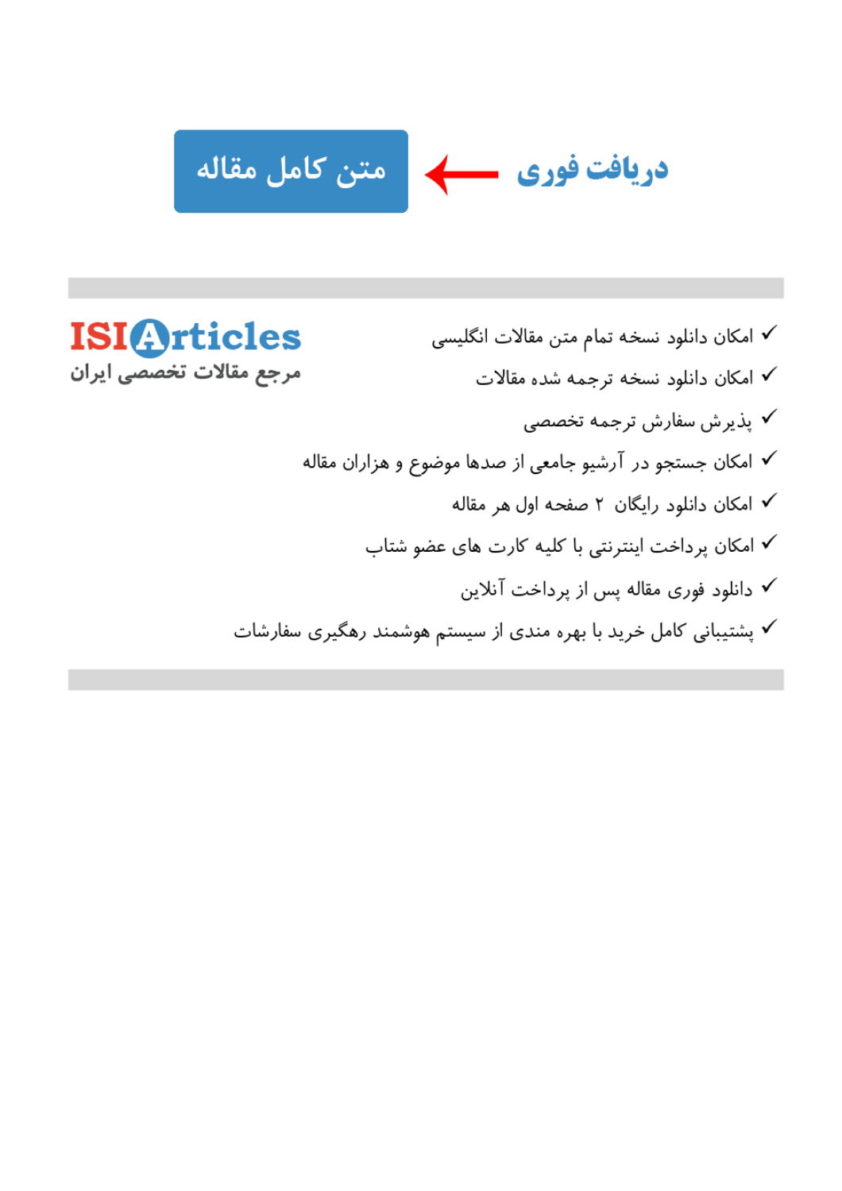دریافت فوری ← **متن کامل مقاله**

**ISIArticles**
مرجع مقالات تخصصی ایران

- ✓ امکان دانلود نسخه تمام متن مقالات انگلیسی
- ✓ امکان دانلود نسخه ترجمه شده مقالات
- ✓ پذیرش سفارش ترجمه تخصصی
- ✓ امکان جستجو در آرشیو جامعی از صدها موضوع و هزاران مقاله
- ✓ امکان دانلود رایگان ۲ صفحه اول هر مقاله
- ✓ امکان پرداخت اینترنتی با کلیه کارت های عضو شتاب
- ✓ دانلود فوری مقاله پس از پرداخت آنلاین
- ✓ پشتیبانی کامل خرید با بهره مندی از سیستم هوشمند رهگیری سفارشات